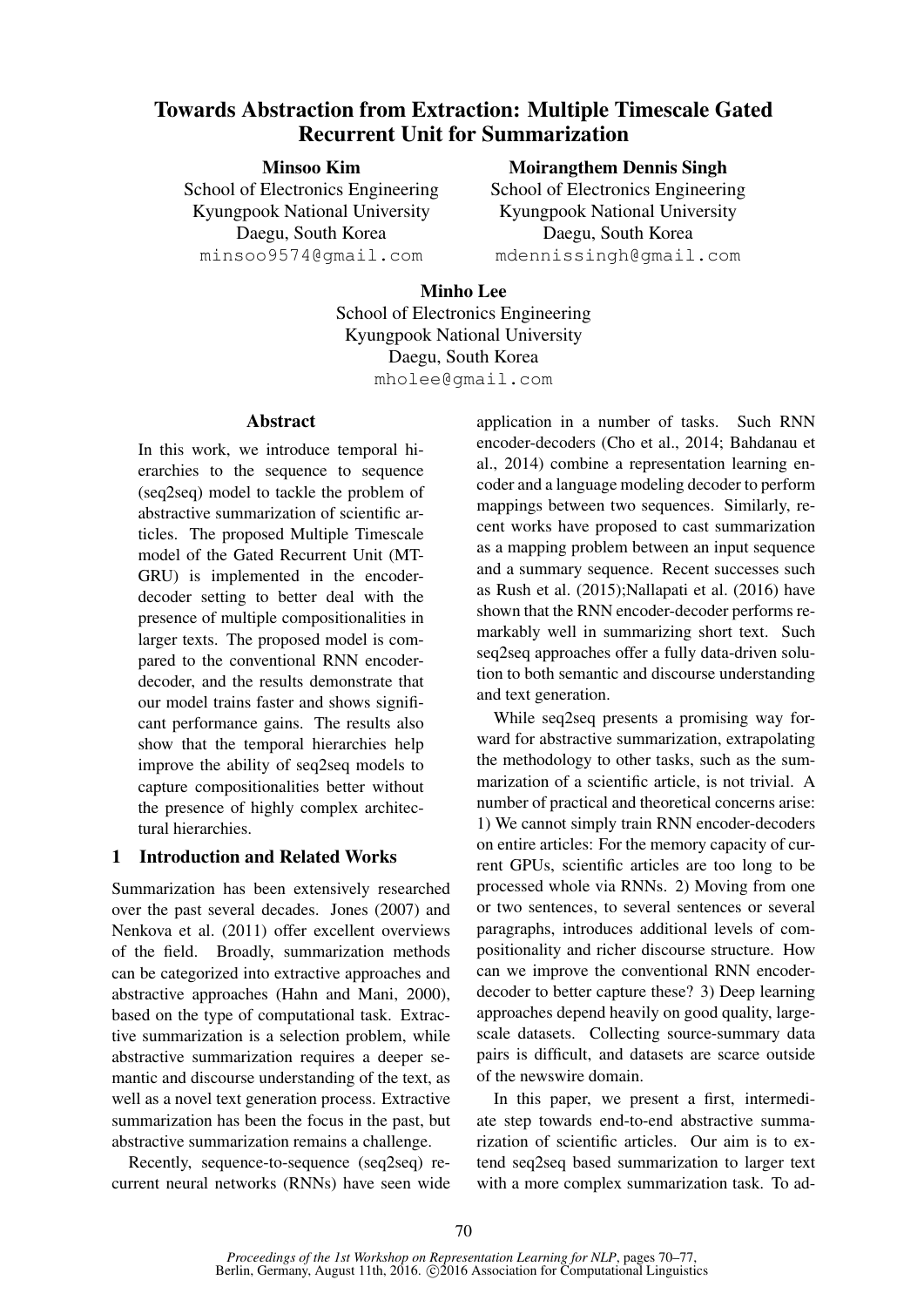# Towards Abstraction from Extraction: Multiple Timescale Gated Recurrent Unit for Summarization

**Minsoo Kim**
School of Electronics Engineering
Kyungpook National University
Daegu, South Korea
minsoo9574@gmail.com

**Moirangthem Dennis Singh**
School of Electronics Engineering
Kyungpook National University
Daegu, South Korea
mdennissingh@gmail.com

**Minho Lee**
School of Electronics Engineering
Kyungpook National University
Daegu, South Korea
mholee@gmail.com

## Abstract

In this work, we introduce temporal hierarchies to the sequence to sequence (seq2seq) model to tackle the problem of abstractive summarization of scientific articles. The proposed Multiple Timescale model of the Gated Recurrent Unit (MT-GRU) is implemented in the encoder-decoder setting to better deal with the presence of multiple compositionalities in larger texts. The proposed model is compared to the conventional RNN encoder-decoder, and the results demonstrate that our model trains faster and shows significant performance gains. The results also show that the temporal hierarchies help improve the ability of seq2seq models to capture compositionalities better without the presence of highly complex architectural hierarchies.

## 1 Introduction and Related Works

Summarization has been extensively researched over the past several decades. Jones (2007) and Nenkova et al. (2011) offer excellent overviews of the field. Broadly, summarization methods can be categorized into extractive approaches and abstractive approaches (Hahn and Mani, 2000), based on the type of computational task. Extractive summarization is a selection problem, while abstractive summarization requires a deeper semantic and discourse understanding of the text, as well as a novel text generation process. Extractive summarization has been the focus in the past, but abstractive summarization remains a challenge.

Recently, sequence-to-sequence (seq2seq) recurrent neural networks (RNNs) have seen wide application in a number of tasks. Such RNN encoder-decoders (Cho et al., 2014; Bahdanau et al., 2014) combine a representation learning encoder and a language modeling decoder to perform mappings between two sequences. Similarly, recent works have proposed to cast summarization as a mapping problem between an input sequence and a summary sequence. Recent successes such as Rush et al. (2015);Nallapati et al. (2016) have shown that the RNN encoder-decoder performs remarkably well in summarizing short text. Such seq2seq approaches offer a fully data-driven solution to both semantic and discourse understanding and text generation.

While seq2seq presents a promising way forward for abstractive summarization, extrapolating the methodology to other tasks, such as the summarization of a scientific article, is not trivial. A number of practical and theoretical concerns arise: 1) We cannot simply train RNN encoder-decoders on entire articles: For the memory capacity of current GPUs, scientific articles are too long to be processed whole via RNNs. 2) Moving from one or two sentences, to several sentences or several paragraphs, introduces additional levels of compositionality and richer discourse structure. How can we improve the conventional RNN encoder-decoder to better capture these? 3) Deep learning approaches depend heavily on good quality, large-scale datasets. Collecting source-summary data pairs is difficult, and datasets are scarce outside of the newswire domain.

In this paper, we present a first, intermediate step towards end-to-end abstractive summarization of scientific articles. Our aim is to extend seq2seq based summarization to larger text with a more complex summarization task. To ad-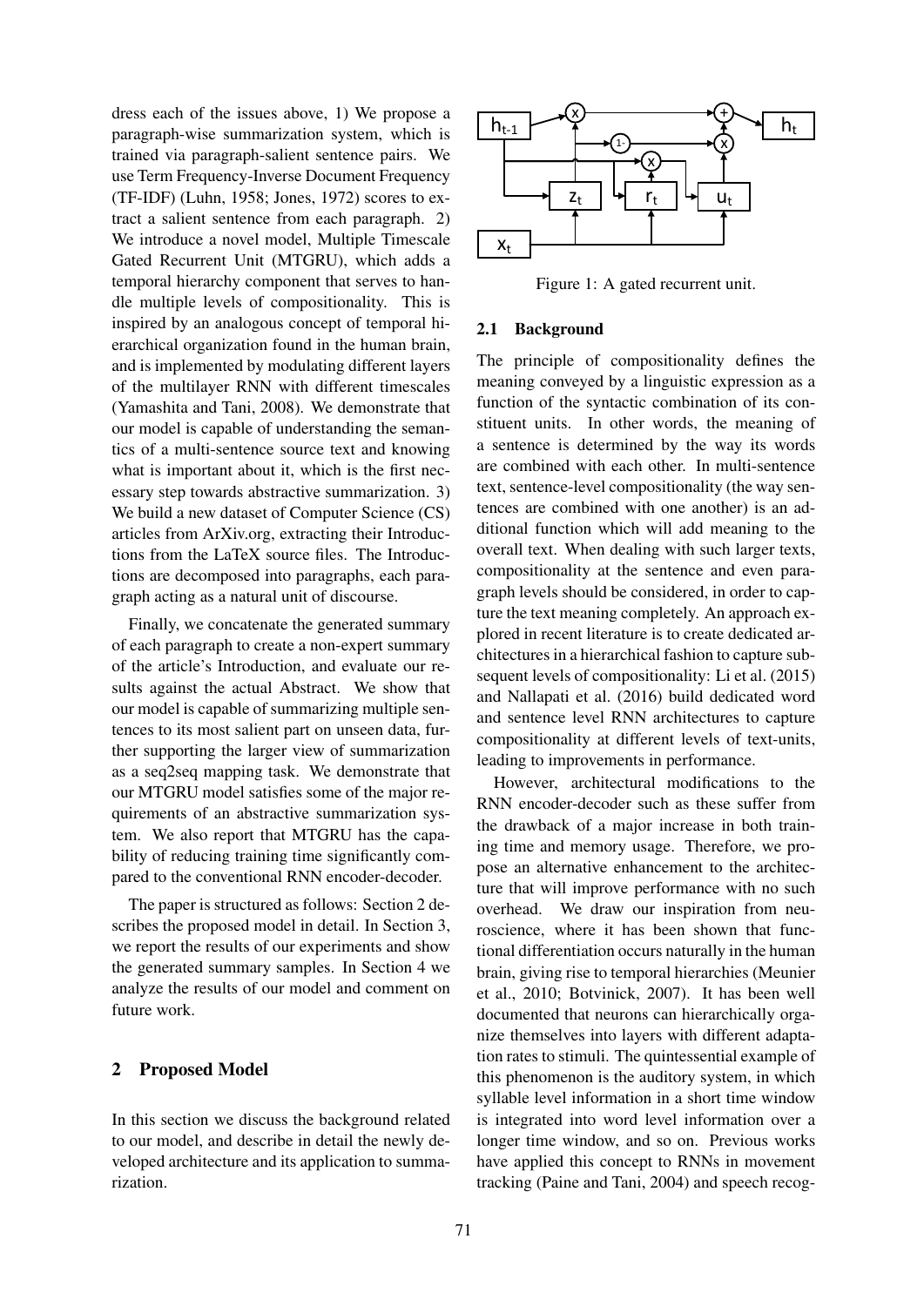dress each of the issues above, 1) We propose a paragraph-wise summarization system, which is trained via paragraph-salient sentence pairs. We use Term Frequency-Inverse Document Frequency (TF-IDF) (Luhn, 1958; Jones, 1972) scores to extract a salient sentence from each paragraph. 2) We introduce a novel model, Multiple Timescale Gated Recurrent Unit (MTGRU), which adds a temporal hierarchy component that serves to handle multiple levels of compositionality. This is inspired by an analogous concept of temporal hierarchical organization found in the human brain, and is implemented by modulating different layers of the multilayer RNN with different timescales (Yamashita and Tani, 2008). We demonstrate that our model is capable of understanding the semantics of a multi-sentence source text and knowing what is important about it, which is the first necessary step towards abstractive summarization. 3) We build a new dataset of Computer Science (CS) articles from ArXiv.org, extracting their Introductions from the LaTeX source files. The Introductions are decomposed into paragraphs, each paragraph acting as a natural unit of discourse.

Finally, we concatenate the generated summary of each paragraph to create a non-expert summary of the article's Introduction, and evaluate our results against the actual Abstract. We show that our model is capable of summarizing multiple sentences to its most salient part on unseen data, further supporting the larger view of summarization as a seq2seq mapping task. We demonstrate that our MTGRU model satisfies some of the major requirements of an abstractive summarization system. We also report that MTGRU has the capability of reducing training time significantly compared to the conventional RNN encoder-decoder.

The paper is structured as follows: Section 2 describes the proposed model in detail. In Section 3, we report the results of our experiments and show the generated summary samples. In Section 4 we analyze the results of our model and comment on future work.

## 2 Proposed Model

In this section we discuss the background related to our model, and describe in detail the newly developed architecture and its application to summarization.

Figure 1: A gated recurrent unit.

### 2.1 Background

The principle of compositionality defines the meaning conveyed by a linguistic expression as a function of the syntactic combination of its constituent units. In other words, the meaning of a sentence is determined by the way its words are combined with each other. In multi-sentence text, sentence-level compositionality (the way sentences are combined with one another) is an additional function which will add meaning to the overall text. When dealing with such larger texts, compositionality at the sentence and even paragraph levels should be considered, in order to capture the text meaning completely. An approach explored in recent literature is to create dedicated architectures in a hierarchical fashion to capture subsequent levels of compositionality: Li et al. (2015) and Nallapati et al. (2016) build dedicated word and sentence level RNN architectures to capture compositionality at different levels of text-units, leading to improvements in performance.

However, architectural modifications to the RNN encoder-decoder such as these suffer from the drawback of a major increase in both training time and memory usage. Therefore, we propose an alternative enhancement to the architecture that will improve performance with no such overhead. We draw our inspiration from neuroscience, where it has been shown that functional differentiation occurs naturally in the human brain, giving rise to temporal hierarchies (Meunier et al., 2010; Botvinick, 2007). It has been well documented that neurons can hierarchically organize themselves into layers with different adaptation rates to stimuli. The quintessential example of this phenomenon is the auditory system, in which syllable level information in a short time window is integrated into word level information over a longer time window, and so on. Previous works have applied this concept to RNNs in movement tracking (Paine and Tani, 2004) and speech recog-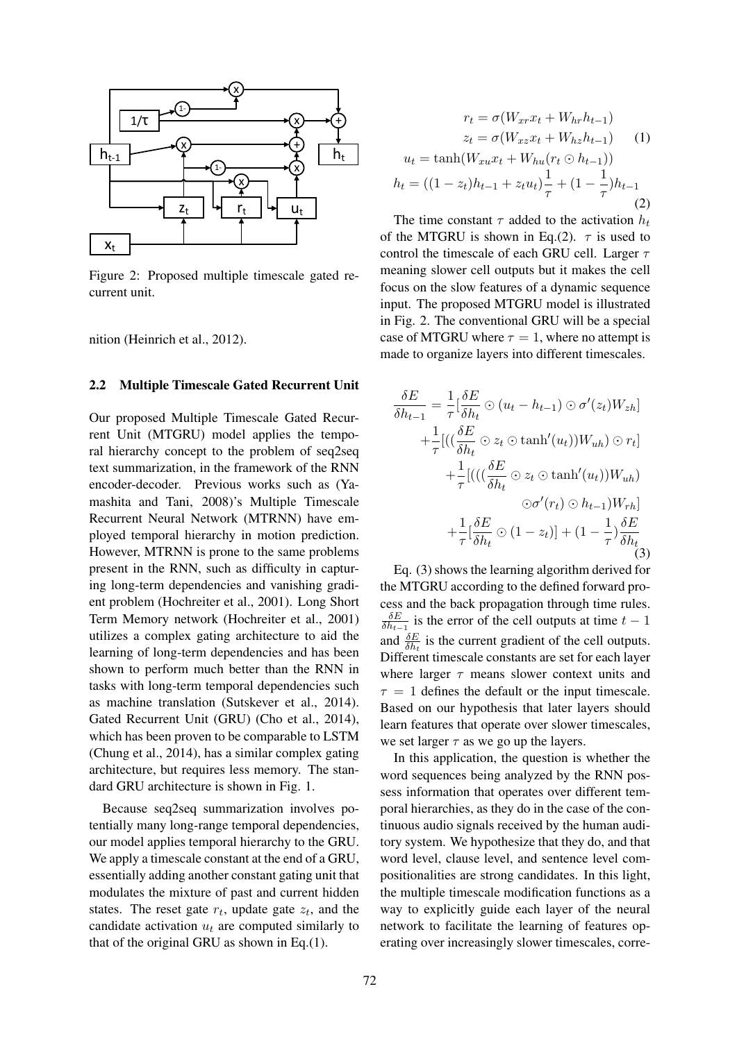Figure 2: Proposed multiple timescale gated recurrent unit.

nition (Heinrich et al., 2012).

### 2.2 Multiple Timescale Gated Recurrent Unit

Our proposed Multiple Timescale Gated Recurrent Unit (MTGRU) model applies the temporal hierarchy concept to the problem of seq2seq text summarization, in the framework of the RNN encoder-decoder. Previous works such as (Yamashita and Tani, 2008)'s Multiple Timescale Recurrent Neural Network (MTRNN) have employed temporal hierarchy in motion prediction. However, MTRNN is prone to the same problems present in the RNN, such as difficulty in capturing long-term dependencies and vanishing gradient problem (Hochreiter et al., 2001). Long Short Term Memory network (Hochreiter et al., 2001) utilizes a complex gating architecture to aid the learning of long-term dependencies and has been shown to perform much better than the RNN in tasks with long-term temporal dependencies such as machine translation (Sutskever et al., 2014). Gated Recurrent Unit (GRU) (Cho et al., 2014), which has been proven to be comparable to LSTM (Chung et al., 2014), has a similar complex gating architecture, but requires less memory. The standard GRU architecture is shown in Fig. 1.

Because seq2seq summarization involves potentially many long-range temporal dependencies, our model applies temporal hierarchy to the GRU. We apply a timescale constant at the end of a GRU, essentially adding another constant gating unit that modulates the mixture of past and current hidden states. The reset gate $r_t$, update gate $z_t$, and the candidate activation $u_t$ are computed similarly to that of the original GRU as shown in Eq.(1).

$$
\begin{aligned}
r_t &= \sigma(W_{xr}x_t + W_{hr}h_{t-1}) \\
z_t &= \sigma(W_{xz}x_t + W_{hz}h_{t-1}) \qquad (1)
\end{aligned}
$$

$$
\begin{aligned}
u_t &= \tanh(W_{xu}x_t + W_{hu}(r_t \odot h_{t-1})) \\
h_t &= ((1 - z_t)h_{t-1} + z_t u_t)\frac{1}{\tau} + (1 - \frac{1}{\tau})h_{t-1} \qquad (2)
\end{aligned}
$$

The time constant $\tau$ added to the activation $h_t$ of the MTGRU is shown in Eq.(2). $\tau$ is used to control the timescale of each GRU cell. Larger $\tau$ meaning slower cell outputs but it makes the cell focus on the slow features of a dynamic sequence input. The proposed MTGRU model is illustrated in Fig. 2. The conventional GRU will be a special case of MTGRU where $\tau = 1$, where no attempt is made to organize layers into different timescales.

$$
\begin{aligned}
\frac{\delta E}{\delta h_{t-1}} &= \frac{1}{\tau}[\frac{\delta E}{\delta h_t} \odot (u_t - h_{t-1}) \odot \sigma'(z_t)W_{zh}] \\
&+ \frac{1}{\tau}[((\frac{\delta E}{\delta h_t} \odot z_t \odot \tanh'(u_t))W_{uh}) \odot r_t] \\
&+ \frac{1}{\tau}[(((\frac{\delta E}{\delta h_t} \odot z_t \odot \tanh'(u_t))W_{uh}) \\
&\odot \sigma'(r_t) \odot h_{t-1})W_{rh}] \\
&+ \frac{1}{\tau}[\frac{\delta E}{\delta h_t} \odot (1 - z_t)] + (1 - \frac{1}{\tau})\frac{\delta E}{\delta h_t} \qquad (3)
\end{aligned}
$$

Eq. (3) shows the learning algorithm derived for the MTGRU according to the defined forward process and the back propagation through time rules. $\frac{\delta E}{\delta h_{t-1}}$ is the error of the cell outputs at time $t - 1$ and $\frac{\delta E}{\delta h_t}$ is the current gradient of the cell outputs. Different timescale constants are set for each layer where larger $\tau$ means slower context units and $\tau = 1$ defines the default or the input timescale. Based on our hypothesis that later layers should learn features that operate over slower timescales, we set larger $\tau$ as we go up the layers.

In this application, the question is whether the word sequences being analyzed by the RNN possess information that operates over different temporal hierarchies, as they do in the case of the continuous audio signals received by the human auditory system. We hypothesize that they do, and that word level, clause level, and sentence level compositionalities are strong candidates. In this light, the multiple timescale modification functions as a way to explicitly guide each layer of the neural network to facilitate the learning of features operating over increasingly slower timescales, corre-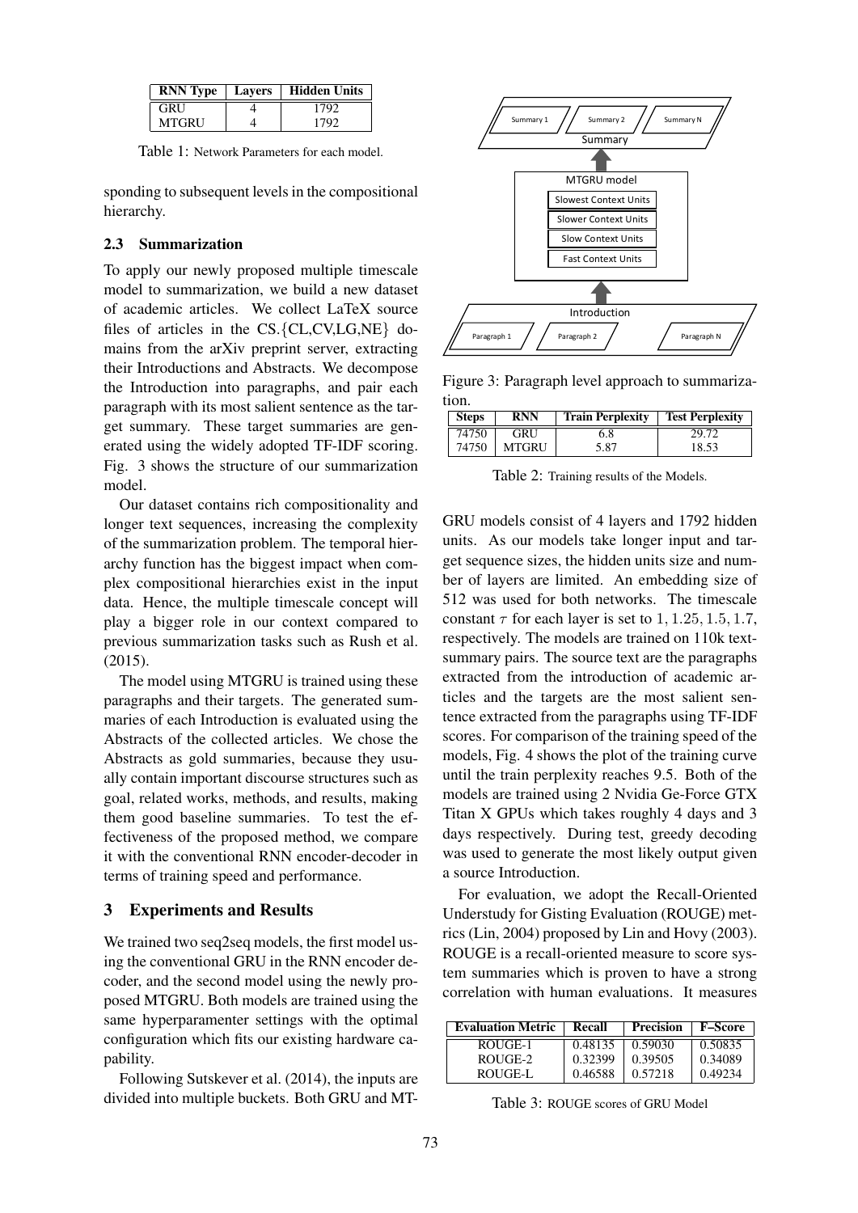| RNN Type | Layers | Hidden Units |
|---|---|---|
| GRU | 4 | 1792 |
| MTGRU | 4 | 1792 |

Table 1: Network Parameters for each model.

sponding to subsequent levels in the compositional hierarchy.

### 2.3 Summarization

To apply our newly proposed multiple timescale model to summarization, we build a new dataset of academic articles. We collect LaTeX source files of articles in the CS.{CL,CV,LG,NE} domains from the arXiv preprint server, extracting their Introductions and Abstracts. We decompose the Introduction into paragraphs, and pair each paragraph with its most salient sentence as the target summary. These target summaries are generated using the widely adopted TF-IDF scoring. Fig. 3 shows the structure of our summarization model.

Our dataset contains rich compositionality and longer text sequences, increasing the complexity of the summarization problem. The temporal hierarchy function has the biggest impact when complex compositional hierarchies exist in the input data. Hence, the multiple timescale concept will play a bigger role in our context compared to previous summarization tasks such as Rush et al. (2015).

The model using MTGRU is trained using these paragraphs and their targets. The generated summaries of each Introduction is evaluated using the Abstracts of the collected articles. We chose the Abstracts as gold summaries, because they usually contain important discourse structures such as goal, related works, methods, and results, making them good baseline summaries. To test the effectiveness of the proposed method, we compare it with the conventional RNN encoder-decoder in terms of training speed and performance.

## 3 Experiments and Results

We trained two seq2seq models, the first model using the conventional GRU in the RNN encoder decoder, and the second model using the newly proposed MTGRU. Both models are trained using the same hyperparamenter settings with the optimal configuration which fits our existing hardware capability.

Following Sutskever et al. (2014), the inputs are divided into multiple buckets. Both GRU and MTGRU models consist of 4 layers and 1792 hidden units. As our models take longer input and target sequence sizes, the hidden units size and number of layers are limited. An embedding size of 512 was used for both networks. The timescale constant $\tau$ for each layer is set to $1, 1.25, 1.5, 1.7$, respectively. The models are trained on 110k text-summary pairs. The source text are the paragraphs extracted from the introduction of academic articles and the targets are the most salient sentence extracted from the paragraphs using TF-IDF scores. For comparison of the training speed of the models, Fig. 4 shows the plot of the training curve until the train perplexity reaches 9.5. Both of the models are trained using 2 Nvidia Ge-Force GTX Titan X GPUs which takes roughly 4 days and 3 days respectively. During test, greedy decoding was used to generate the most likely output given a source Introduction.

For evaluation, we adopt the Recall-Oriented Understudy for Gisting Evaluation (ROUGE) metrics (Lin, 2004) proposed by Lin and Hovy (2003). ROUGE is a recall-oriented measure to score system summaries which is proven to have a strong correlation with human evaluations. It measures

Summary 1 | Summary 2 | Summary N
Summary
MTGRU model
Slowest Context Units
Slower Context Units
Slow Context Units
Fast Context Units
Introduction
Paragraph 1 | Paragraph 2 | Paragraph N

Figure 3: Paragraph level approach to summarization.

| Steps | RNN | Train Perplexity | Test Perplexity |
|---|---|---|---|
| 74750 | GRU | 6.8 | 29.72 |
| 74750 | MTGRU | 5.87 | 18.53 |

Table 2: Training results of the Models.

| Evaluation Metric | Recall | Precision | F–Score |
|---|---|---|---|
| ROUGE-1 | 0.48135 | 0.59030 | 0.50835 |
| ROUGE-2 | 0.32399 | 0.39505 | 0.34089 |
| ROUGE-L | 0.46588 | 0.57218 | 0.49234 |

Table 3: ROUGE scores of GRU Model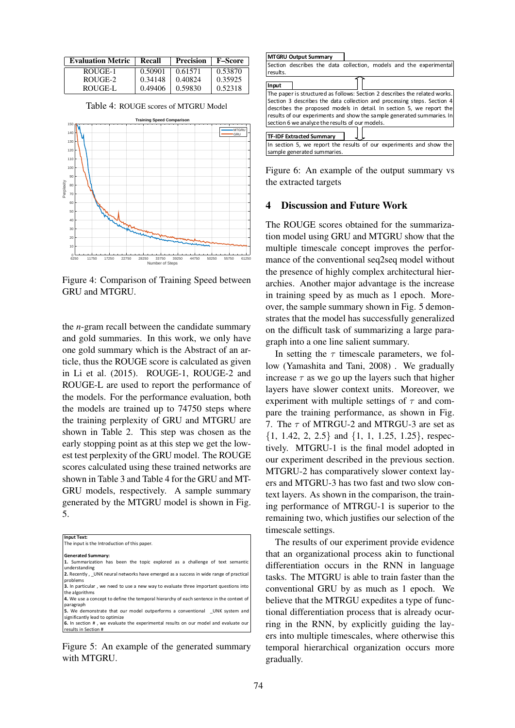| Evaluation Metric | Recall | Precision | F–Score |
|---|---|---|---|
| ROUGE-1 | 0.50901 | 0.61571 | 0.53870 |
| ROUGE-2 | 0.34148 | 0.40824 | 0.35925 |
| ROUGE-L | 0.49406 | 0.59830 | 0.52318 |

Table 4: ROUGE scores of MTGRU Model

Figure 4: Comparison of Training Speed between GRU and MTGRU.

the *n*-gram recall between the candidate summary and gold summaries. In this work, we only have one gold summary which is the Abstract of an article, thus the ROUGE score is calculated as given in Li et al. (2015). ROUGE-1, ROUGE-2 and ROUGE-L are used to report the performance of the models. For the performance evaluation, both the models are trained up to 74750 steps where the training perplexity of GRU and MTGRU are shown in Table 2. This step was chosen as the early stopping point as at this step we get the lowest test perplexity of the GRU model. The ROUGE scores calculated using these trained networks are shown in Table 3 and Table 4 for the GRU and MTGRU models, respectively. A sample summary generated by the MTGRU model is shown in Fig. 5.

**Input Text:**
The input is the Introduction of this paper.

**Generated Summary:**
**1.** Summarization has been the topic explored as a challenge of text semantic understanding
**2.** Recently , _UNK neural networks have emerged as a success in wide range of practical problems
**3.** In particular , we need to use a new way to evaluate three important questions into the algorithms
**4.** We use a concept to define the temporal hierarchy of each sentence in the context of paragraph
**5.** We demonstrate that our model outperforms a conventional _UNK system and significantly lead to optimize
**6.** In section # , we evaluate the experimental results on our model and evaluate our results in Section #

Figure 5: An example of the generated summary with MTGRU.

**MTGRU Output Summary**
Section describes the data collection, models and the experimental results.

**Input**
The paper is structured as follows: Section 2 describes the related works. Section 3 describes the data collection and processing steps. Section 4 describes the proposed models in detail. In section 5, we report the results of our experiments and show the sample generated summaries. In section 6 we analyze the results of our models.

**TF-IDF Extracted Summary**
In section 5, we report the results of our experiments and show the sample generated summaries.

Figure 6: An example of the output summary vs the extracted targets

## 4 Discussion and Future Work

The ROUGE scores obtained for the summarization model using GRU and MTGRU show that the multiple timescale concept improves the performance of the conventional seq2seq model without the presence of highly complex architectural hierarchies. Another major advantage is the increase in training speed by as much as 1 epoch. Moreover, the sample summary shown in Fig. 5 demonstrates that the model has successfully generalized on the difficult task of summarizing a large paragraph into a one line salient summary.

In setting the $\tau$ timescale parameters, we follow (Yamashita and Tani, 2008) . We gradually increase $\tau$ as we go up the layers such that higher layers have slower context units. Moreover, we experiment with multiple settings of $\tau$ and compare the training performance, as shown in Fig. 7. The $\tau$ of MTRGU-2 and MTRGU-3 are set as $\{1, 1.42, 2, 2.5\}$ and $\{1, 1, 1.25, 1.25\}$, respectively. MTGRU-1 is the final model adopted in our experiment described in the previous section. MTGRU-2 has comparatively slower context layers and MTGRU-3 has two fast and two slow context layers. As shown in the comparison, the training performance of MTRGU-1 is superior to the remaining two, which justifies our selection of the timescale settings.

The results of our experiment provide evidence that an organizational process akin to functional differentiation occurs in the RNN in language tasks. The MTGRU is able to train faster than the conventional GRU by as much as 1 epoch. We believe that the MTRGU expedites a type of functional differentiation process that is already ocurring in the RNN, by explicitly guiding the layers into multiple timescales, where otherwise this temporal hierarchical organization occurs more gradually.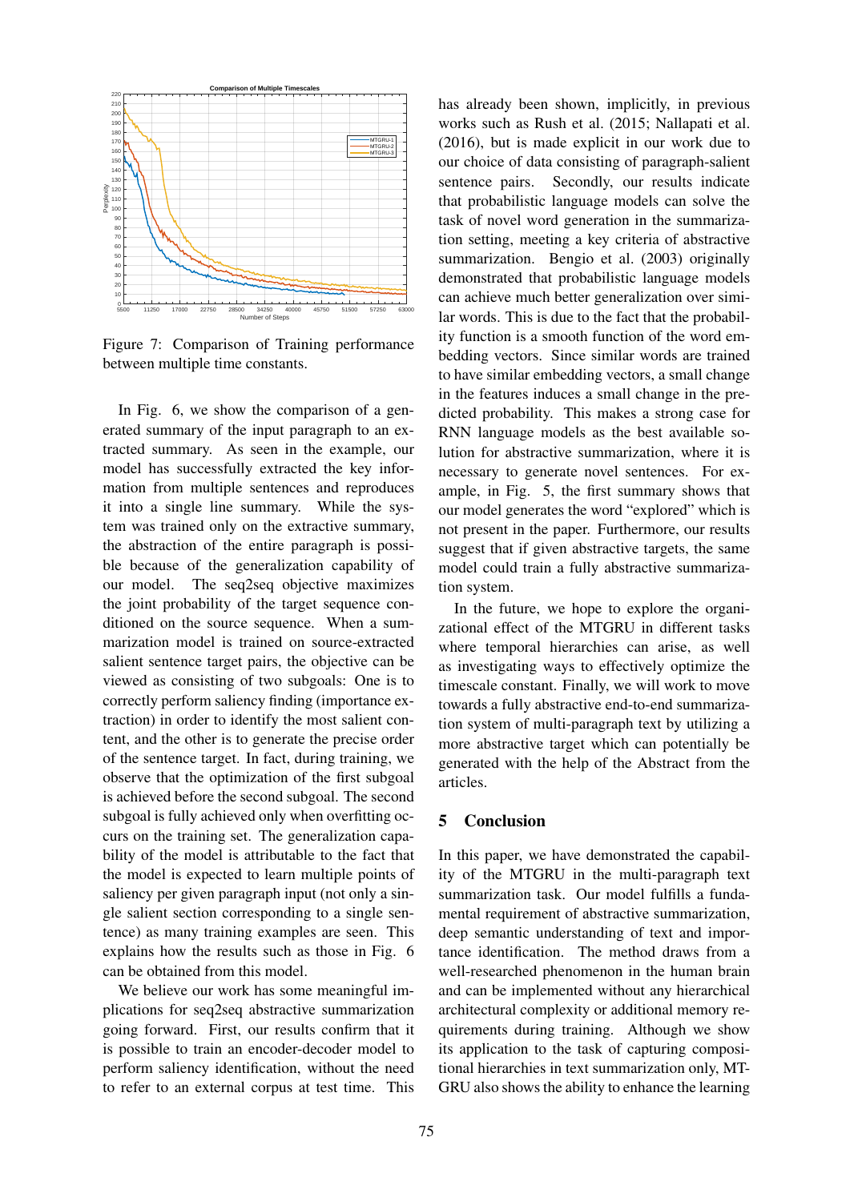Figure 7: Comparison of Training performance between multiple time constants.

In Fig. 6, we show the comparison of a generated summary of the input paragraph to an extracted summary. As seen in the example, our model has successfully extracted the key information from multiple sentences and reproduces it into a single line summary. While the system was trained only on the extractive summary, the abstraction of the entire paragraph is possible because of the generalization capability of our model. The seq2seq objective maximizes the joint probability of the target sequence conditioned on the source sequence. When a summarization model is trained on source-extracted salient sentence target pairs, the objective can be viewed as consisting of two subgoals: One is to correctly perform saliency finding (importance extraction) in order to identify the most salient content, and the other is to generate the precise order of the sentence target. In fact, during training, we observe that the optimization of the first subgoal is achieved before the second subgoal. The second subgoal is fully achieved only when overfitting occurs on the training set. The generalization capability of the model is attributable to the fact that the model is expected to learn multiple points of saliency per given paragraph input (not only a single salient section corresponding to a single sentence) as many training examples are seen. This explains how the results such as those in Fig. 6 can be obtained from this model.

We believe our work has some meaningful implications for seq2seq abstractive summarization going forward. First, our results confirm that it is possible to train an encoder-decoder model to perform saliency identification, without the need to refer to an external corpus at test time. This has already been shown, implicitly, in previous works such as Rush et al. (2015; Nallapati et al. (2016), but is made explicit in our work due to our choice of data consisting of paragraph-salient sentence pairs. Secondly, our results indicate that probabilistic language models can solve the task of novel word generation in the summarization setting, meeting a key criteria of abstractive summarization. Bengio et al. (2003) originally demonstrated that probabilistic language models can achieve much better generalization over similar words. This is due to the fact that the probability function is a smooth function of the word embedding vectors. Since similar words are trained to have similar embedding vectors, a small change in the features induces a small change in the predicted probability. This makes a strong case for RNN language models as the best available solution for abstractive summarization, where it is necessary to generate novel sentences. For example, in Fig. 5, the first summary shows that our model generates the word "explored" which is not present in the paper. Furthermore, our results suggest that if given abstractive targets, the same model could train a fully abstractive summarization system.

In the future, we hope to explore the organizational effect of the MTGRU in different tasks where temporal hierarchies can arise, as well as investigating ways to effectively optimize the timescale constant. Finally, we will work to move towards a fully abstractive end-to-end summarization system of multi-paragraph text by utilizing a more abstractive target which can potentially be generated with the help of the Abstract from the articles.

## 5 Conclusion

In this paper, we have demonstrated the capability of the MTGRU in the multi-paragraph text summarization task. Our model fulfills a fundamental requirement of abstractive summarization, deep semantic understanding of text and importance identification. The method draws from a well-researched phenomenon in the human brain and can be implemented without any hierarchical architectural complexity or additional memory requirements during training. Although we show its application to the task of capturing compositional hierarchies in text summarization only, MTGRU also shows the ability to enhance the learning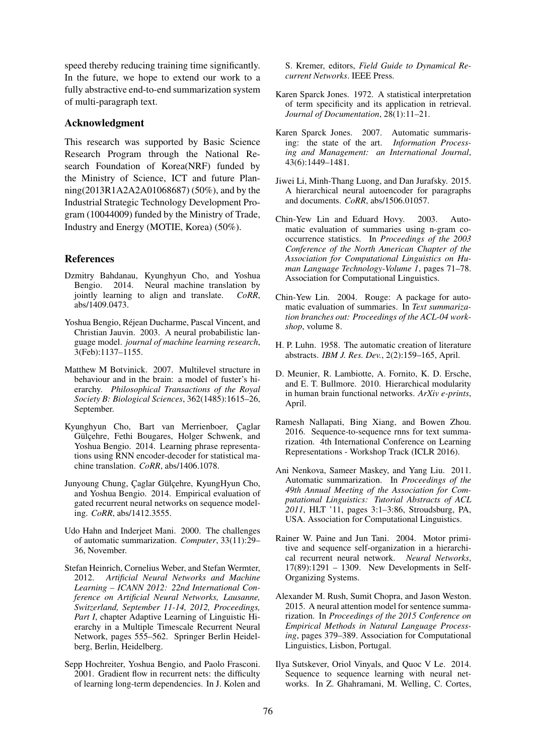speed thereby reducing training time significantly. In the future, we hope to extend our work to a fully abstractive end-to-end summarization system of multi-paragraph text.

## Acknowledgment

This research was supported by Basic Science Research Program through the National Research Foundation of Korea(NRF) funded by the Ministry of Science, ICT and future Planning(2013R1A2A2A01068687) (50%), and by the Industrial Strategic Technology Development Program (10044009) funded by the Ministry of Trade, Industry and Energy (MOTIE, Korea) (50%).

## References

Dzmitry Bahdanau, Kyunghyun Cho, and Yoshua Bengio. 2014. Neural machine translation by jointly learning to align and translate. *CoRR*, abs/1409.0473.

Yoshua Bengio, Réjean Ducharme, Pascal Vincent, and Christian Jauvin. 2003. A neural probabilistic language model. *journal of machine learning research*, 3(Feb):1137–1155.

Matthew M Botvinick. 2007. Multilevel structure in behaviour and in the brain: a model of fuster's hierarchy. *Philosophical Transactions of the Royal Society B: Biological Sciences*, 362(1485):1615–26, September.

Kyunghyun Cho, Bart van Merrienboer, Çaglar Gülçehre, Fethi Bougares, Holger Schwenk, and Yoshua Bengio. 2014. Learning phrase representations using RNN encoder-decoder for statistical machine translation. *CoRR*, abs/1406.1078.

Junyoung Chung, Çaglar Gülçehre, KyungHyun Cho, and Yoshua Bengio. 2014. Empirical evaluation of gated recurrent neural networks on sequence modeling. *CoRR*, abs/1412.3555.

Udo Hahn and Inderjeet Mani. 2000. The challenges of automatic summarization. *Computer*, 33(11):29–36, November.

Stefan Heinrich, Cornelius Weber, and Stefan Wermter, 2012. *Artificial Neural Networks and Machine Learning – ICANN 2012: 22nd International Conference on Artificial Neural Networks, Lausanne, Switzerland, September 11-14, 2012, Proceedings, Part I*, chapter Adaptive Learning of Linguistic Hierarchy in a Multiple Timescale Recurrent Neural Network, pages 555–562. Springer Berlin Heidelberg, Berlin, Heidelberg.

Sepp Hochreiter, Yoshua Bengio, and Paolo Frasconi. 2001. Gradient flow in recurrent nets: the difficulty of learning long-term dependencies. In J. Kolen and S. Kremer, editors, *Field Guide to Dynamical Recurrent Networks*. IEEE Press.

Karen Sparck Jones. 1972. A statistical interpretation of term specificity and its application in retrieval. *Journal of Documentation*, 28(1):11–21.

Karen Sparck Jones. 2007. Automatic summarising: the state of the art. *Information Processing and Management: an International Journal*, 43(6):1449–1481.

Jiwei Li, Minh-Thang Luong, and Dan Jurafsky. 2015. A hierarchical neural autoencoder for paragraphs and documents. *CoRR*, abs/1506.01057.

Chin-Yew Lin and Eduard Hovy. 2003. Automatic evaluation of summaries using n-gram co-occurrence statistics. In *Proceedings of the 2003 Conference of the North American Chapter of the Association for Computational Linguistics on Human Language Technology-Volume 1*, pages 71–78. Association for Computational Linguistics.

Chin-Yew Lin. 2004. Rouge: A package for automatic evaluation of summaries. In *Text summarization branches out: Proceedings of the ACL-04 workshop*, volume 8.

H. P. Luhn. 1958. The automatic creation of literature abstracts. *IBM J. Res. Dev.*, 2(2):159–165, April.

D. Meunier, R. Lambiotte, A. Fornito, K. D. Ersche, and E. T. Bullmore. 2010. Hierarchical modularity in human brain functional networks. *ArXiv e-prints*, April.

Ramesh Nallapati, Bing Xiang, and Bowen Zhou. 2016. Sequence-to-sequence rnns for text summarization. 4th International Conference on Learning Representations - Workshop Track (ICLR 2016).

Ani Nenkova, Sameer Maskey, and Yang Liu. 2011. Automatic summarization. In *Proceedings of the 49th Annual Meeting of the Association for Computational Linguistics: Tutorial Abstracts of ACL 2011*, HLT '11, pages 3:1–3:86, Stroudsburg, PA, USA. Association for Computational Linguistics.

Rainer W. Paine and Jun Tani. 2004. Motor primitive and sequence self-organization in a hierarchical recurrent neural network. *Neural Networks*, 17(89):1291 – 1309. New Developments in Self-Organizing Systems.

Alexander M. Rush, Sumit Chopra, and Jason Weston. 2015. A neural attention model for sentence summarization. In *Proceedings of the 2015 Conference on Empirical Methods in Natural Language Processing*, pages 379–389. Association for Computational Linguistics, Lisbon, Portugal.

Ilya Sutskever, Oriol Vinyals, and Quoc V Le. 2014. Sequence to sequence learning with neural networks. In Z. Ghahramani, M. Welling, C. Cortes,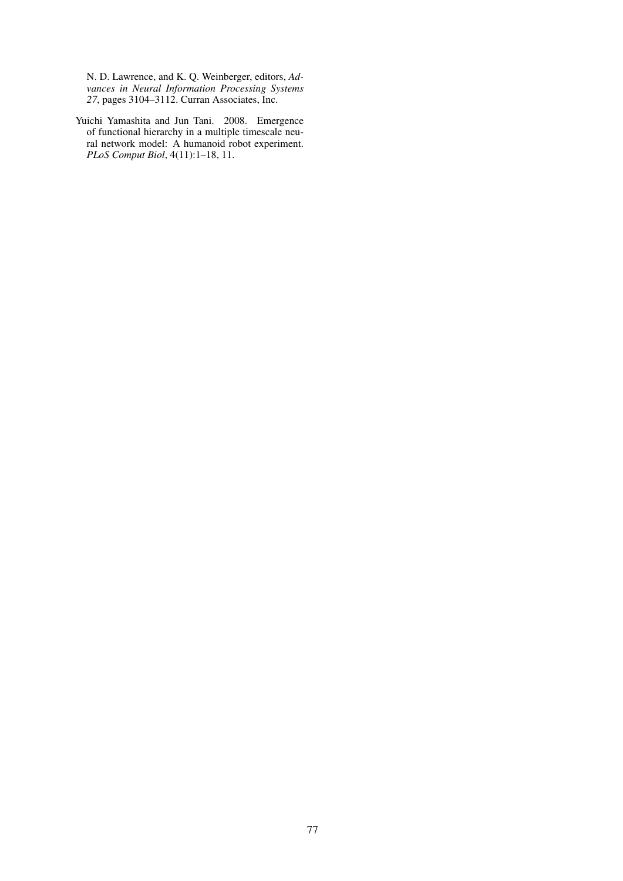N. D. Lawrence, and K. Q. Weinberger, editors, *Advances in Neural Information Processing Systems 27*, pages 3104–3112. Curran Associates, Inc.

Yuichi Yamashita and Jun Tani. 2008. Emergence of functional hierarchy in a multiple timescale neural network model: A humanoid robot experiment. *PLoS Comput Biol*, 4(11):1–18, 11.